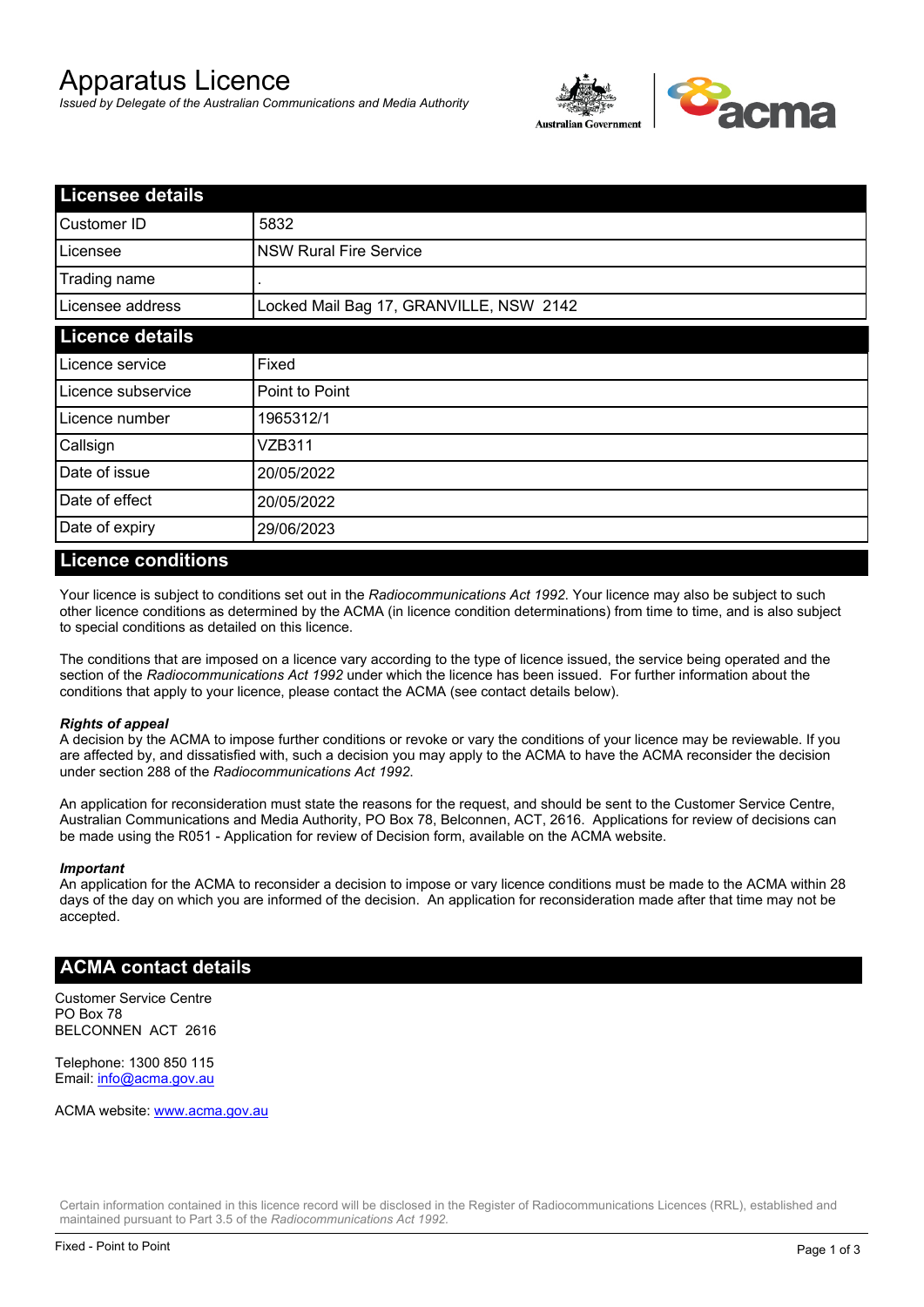# Apparatus Licence

*Issued by Delegate of the Australian Communications and Media Authority*

## Licensee details

| Licensee details | |
|---|---|
| Customer ID | 5832 |
| Licensee | NSW Rural Fire Service |
| Trading name | . |
| Licensee address | Locked Mail Bag 17, GRANVILLE, NSW 2142 |

## Licence details

| Licence details | |
|---|---|
| Licence service | Fixed |
| Licence subservice | Point to Point |
| Licence number | 1965312/1 |
| Callsign | VZB311 |
| Date of issue | 20/05/2022 |
| Date of effect | 20/05/2022 |
| Date of expiry | 29/06/2023 |

## Licence conditions

Your licence is subject to conditions set out in the *Radiocommunications Act 1992*. Your licence may also be subject to such other licence conditions as determined by the ACMA (in licence condition determinations) from time to time, and is also subject to special conditions as detailed on this licence.

The conditions that are imposed on a licence vary according to the type of licence issued, the service being operated and the section of the *Radiocommunications Act 1992* under which the licence has been issued. For further information about the conditions that apply to your licence, please contact the ACMA (see contact details below).

***Rights of appeal***

A decision by the ACMA to impose further conditions or revoke or vary the conditions of your licence may be reviewable. If you are affected by, and dissatisfied with, such a decision you may apply to the ACMA to have the ACMA reconsider the decision under section 288 of the *Radiocommunications Act 1992*.

An application for reconsideration must state the reasons for the request, and should be sent to the Customer Service Centre, Australian Communications and Media Authority, PO Box 78, Belconnen, ACT, 2616. Applications for review of decisions can be made using the R051 - Application for review of Decision form, available on the ACMA website.

***Important***

An application for the ACMA to reconsider a decision to impose or vary licence conditions must be made to the ACMA within 28 days of the day on which you are informed of the decision. An application for reconsideration made after that time may not be accepted.

## ACMA contact details

Customer Service Centre
PO Box 78
BELCONNEN ACT 2616

Telephone: 1300 850 115
Email: info@acma.gov.au

ACMA website: www.acma.gov.au

Certain information contained in this licence record will be disclosed in the Register of Radiocommunications Licences (RRL), established and maintained pursuant to Part 3.5 of the *Radiocommunications Act 1992*.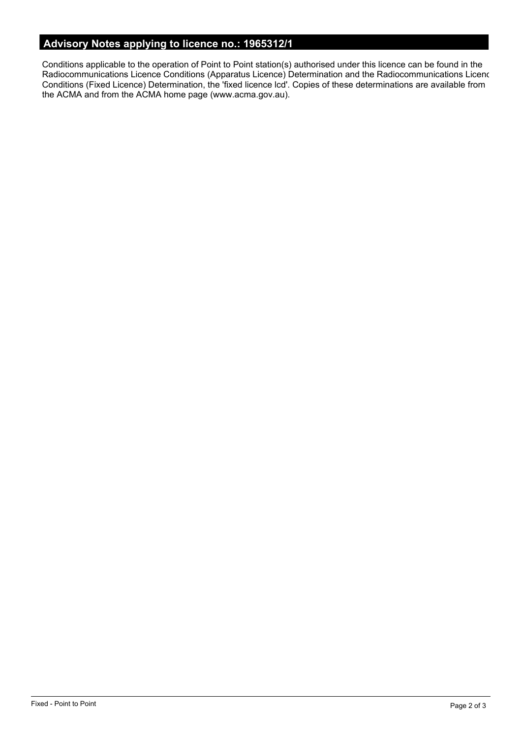## Advisory Notes applying to licence no.: 1965312/1

Conditions applicable to the operation of Point to Point station(s) authorised under this licence can be found in the Radiocommunications Licence Conditions (Apparatus Licence) Determination and the Radiocommunications Licenc Conditions (Fixed Licence) Determination, the 'fixed licence lcd'. Copies of these determinations are available from the ACMA and from the ACMA home page (www.acma.gov.au).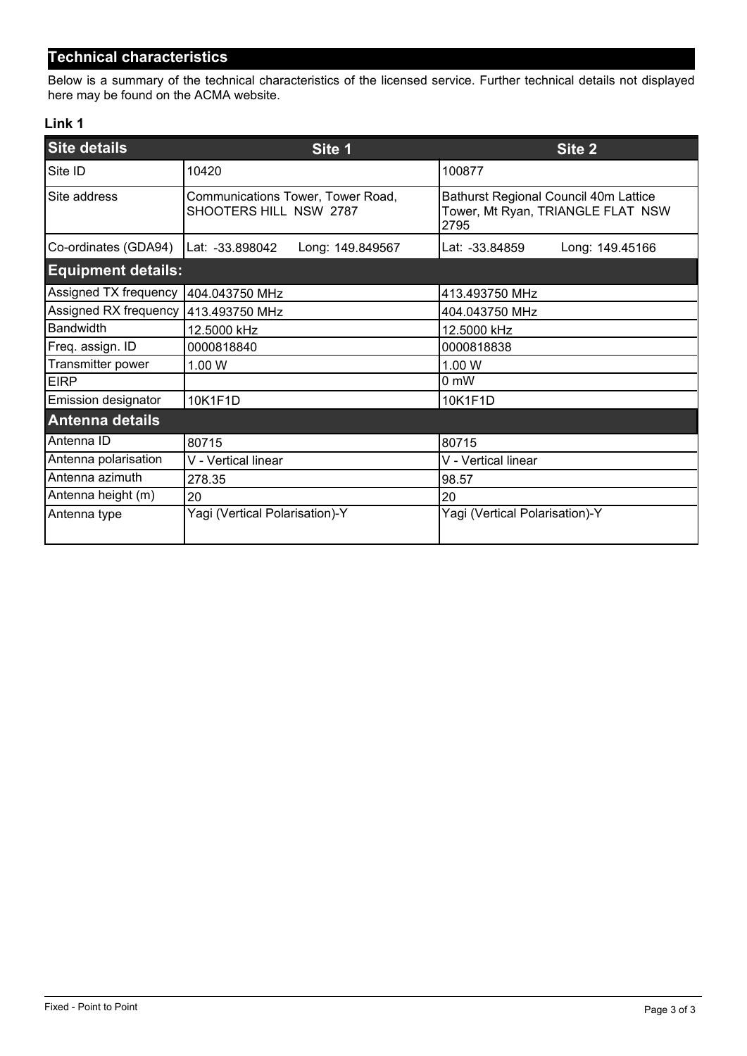## Technical characteristics

Below is a summary of the technical characteristics of the licensed service. Further technical details not displayed here may be found on the ACMA website.

**Link 1**

| Site details | Site 1 | Site 2 |
|---|---|---|
| Site ID | 10420 | 100877 |
| Site address | Communications Tower, Tower Road, SHOOTERS HILL NSW 2787 | Bathurst Regional Council 40m Lattice Tower, Mt Ryan, TRIANGLE FLAT NSW 2795 |
| Co-ordinates (GDA94) | Lat: -33.898042 Long: 149.849567 | Lat: -33.84859 Long: 149.45166 |
| **Equipment details:** | | |
| Assigned TX frequency | 404.043750 MHz | 413.493750 MHz |
| Assigned RX frequency | 413.493750 MHz | 404.043750 MHz |
| Bandwidth | 12.5000 kHz | 12.5000 kHz |
| Freq. assign. ID | 0000818840 | 0000818838 |
| Transmitter power | 1.00 W | 1.00 W |
| EIRP | | 0 mW |
| Emission designator | 10K1F1D | 10K1F1D |
| **Antenna details** | | |
| Antenna ID | 80715 | 80715 |
| Antenna polarisation | V - Vertical linear | V - Vertical linear |
| Antenna azimuth | 278.35 | 98.57 |
| Antenna height (m) | 20 | 20 |
| Antenna type | Yagi (Vertical Polarisation)-Y | Yagi (Vertical Polarisation)-Y |

Fixed - Point to Point